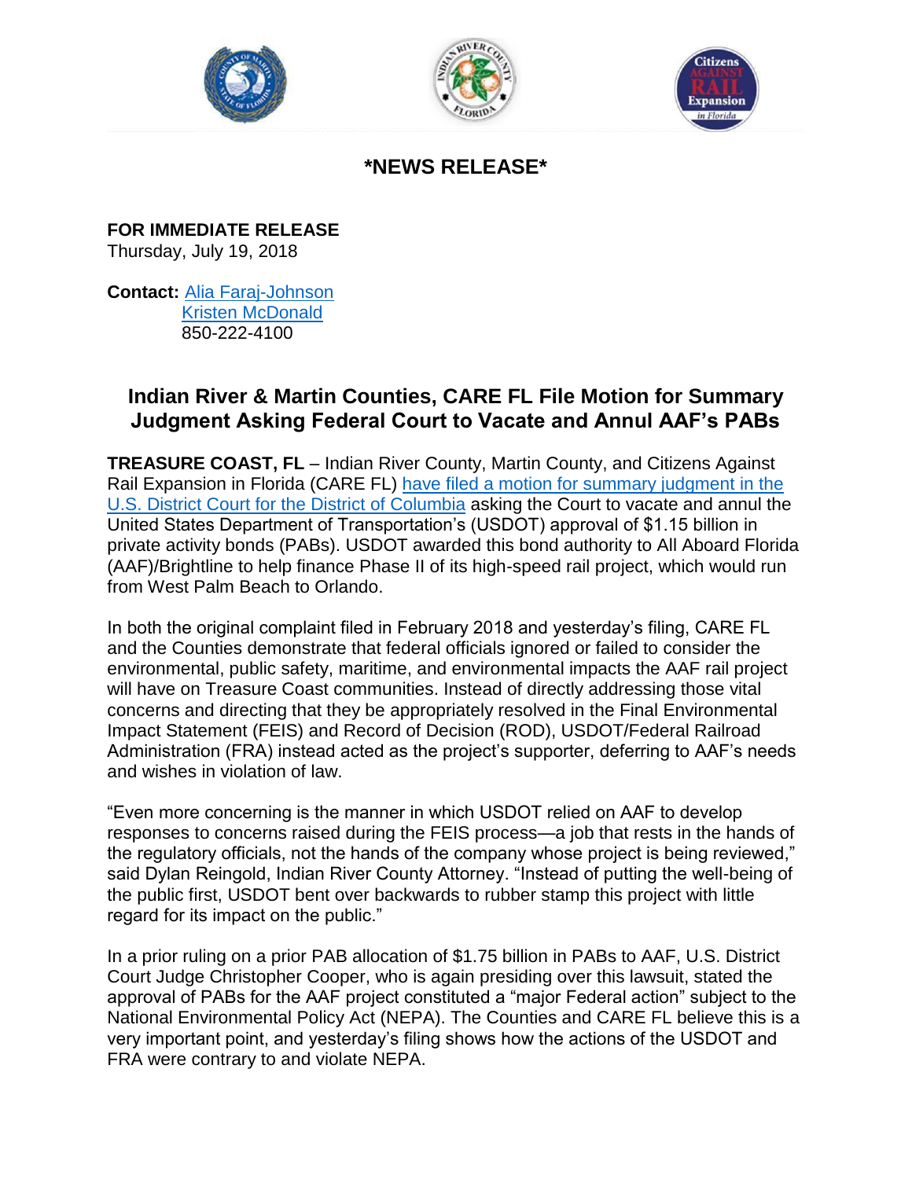# *NEWS RELEASE*

**FOR IMMEDIATE RELEASE**
Thursday, July 19, 2018

**Contact:** Alia Faraj-Johnson
Kristen McDonald
850-222-4100

## Indian River & Martin Counties, CARE FL File Motion for Summary Judgment Asking Federal Court to Vacate and Annul AAF's PABs

**TREASURE COAST, FL** – Indian River County, Martin County, and Citizens Against Rail Expansion in Florida (CARE FL) have filed a motion for summary judgment in the U.S. District Court for the District of Columbia asking the Court to vacate and annul the United States Department of Transportation's (USDOT) approval of $1.15 billion in private activity bonds (PABs). USDOT awarded this bond authority to All Aboard Florida (AAF)/Brightline to help finance Phase II of its high-speed rail project, which would run from West Palm Beach to Orlando.

In both the original complaint filed in February 2018 and yesterday's filing, CARE FL and the Counties demonstrate that federal officials ignored or failed to consider the environmental, public safety, maritime, and environmental impacts the AAF rail project will have on Treasure Coast communities. Instead of directly addressing those vital concerns and directing that they be appropriately resolved in the Final Environmental Impact Statement (FEIS) and Record of Decision (ROD), USDOT/Federal Railroad Administration (FRA) instead acted as the project's supporter, deferring to AAF's needs and wishes in violation of law.

"Even more concerning is the manner in which USDOT relied on AAF to develop responses to concerns raised during the FEIS process—a job that rests in the hands of the regulatory officials, not the hands of the company whose project is being reviewed," said Dylan Reingold, Indian River County Attorney. "Instead of putting the well-being of the public first, USDOT bent over backwards to rubber stamp this project with little regard for its impact on the public."

In a prior ruling on a prior PAB allocation of $1.75 billion in PABs to AAF, U.S. District Court Judge Christopher Cooper, who is again presiding over this lawsuit, stated the approval of PABs for the AAF project constituted a "major Federal action" subject to the National Environmental Policy Act (NEPA). The Counties and CARE FL believe this is a very important point, and yesterday's filing shows how the actions of the USDOT and FRA were contrary to and violate NEPA.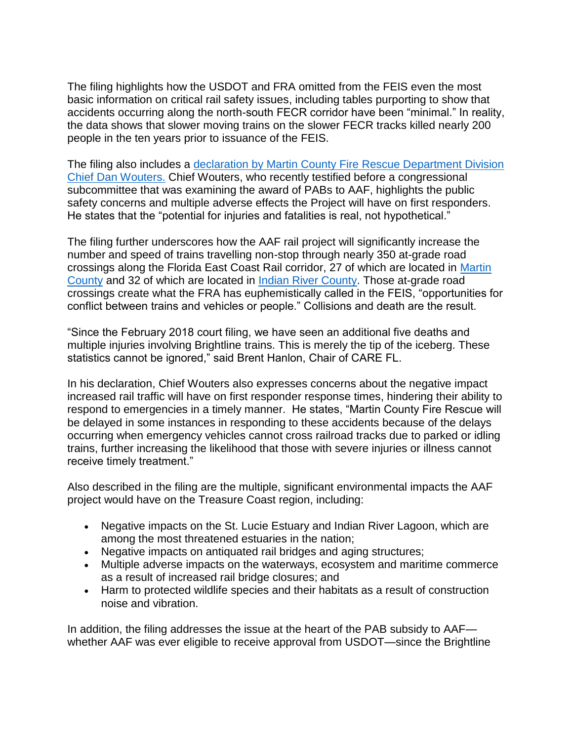The filing highlights how the USDOT and FRA omitted from the FEIS even the most basic information on critical rail safety issues, including tables purporting to show that accidents occurring along the north-south FECR corridor have been "minimal." In reality, the data shows that slower moving trains on the slower FECR tracks killed nearly 200 people in the ten years prior to issuance of the FEIS.

The filing also includes a declaration by Martin County Fire Rescue Department Division Chief Dan Wouters. Chief Wouters, who recently testified before a congressional subcommittee that was examining the award of PABs to AAF, highlights the public safety concerns and multiple adverse effects the Project will have on first responders. He states that the "potential for injuries and fatalities is real, not hypothetical."

The filing further underscores how the AAF rail project will significantly increase the number and speed of trains travelling non-stop through nearly 350 at-grade road crossings along the Florida East Coast Rail corridor, 27 of which are located in Martin County and 32 of which are located in Indian River County. Those at-grade road crossings create what the FRA has euphemistically called in the FEIS, "opportunities for conflict between trains and vehicles or people." Collisions and death are the result.

"Since the February 2018 court filing, we have seen an additional five deaths and multiple injuries involving Brightline trains. This is merely the tip of the iceberg. These statistics cannot be ignored," said Brent Hanlon, Chair of CARE FL.

In his declaration, Chief Wouters also expresses concerns about the negative impact increased rail traffic will have on first responder response times, hindering their ability to respond to emergencies in a timely manner. He states, "Martin County Fire Rescue will be delayed in some instances in responding to these accidents because of the delays occurring when emergency vehicles cannot cross railroad tracks due to parked or idling trains, further increasing the likelihood that those with severe injuries or illness cannot receive timely treatment."

Also described in the filing are the multiple, significant environmental impacts the AAF project would have on the Treasure Coast region, including:

- Negative impacts on the St. Lucie Estuary and Indian River Lagoon, which are among the most threatened estuaries in the nation;
- Negative impacts on antiquated rail bridges and aging structures;
- Multiple adverse impacts on the waterways, ecosystem and maritime commerce as a result of increased rail bridge closures; and
- Harm to protected wildlife species and their habitats as a result of construction noise and vibration.

In addition, the filing addresses the issue at the heart of the PAB subsidy to AAF—whether AAF was ever eligible to receive approval from USDOT—since the Brightline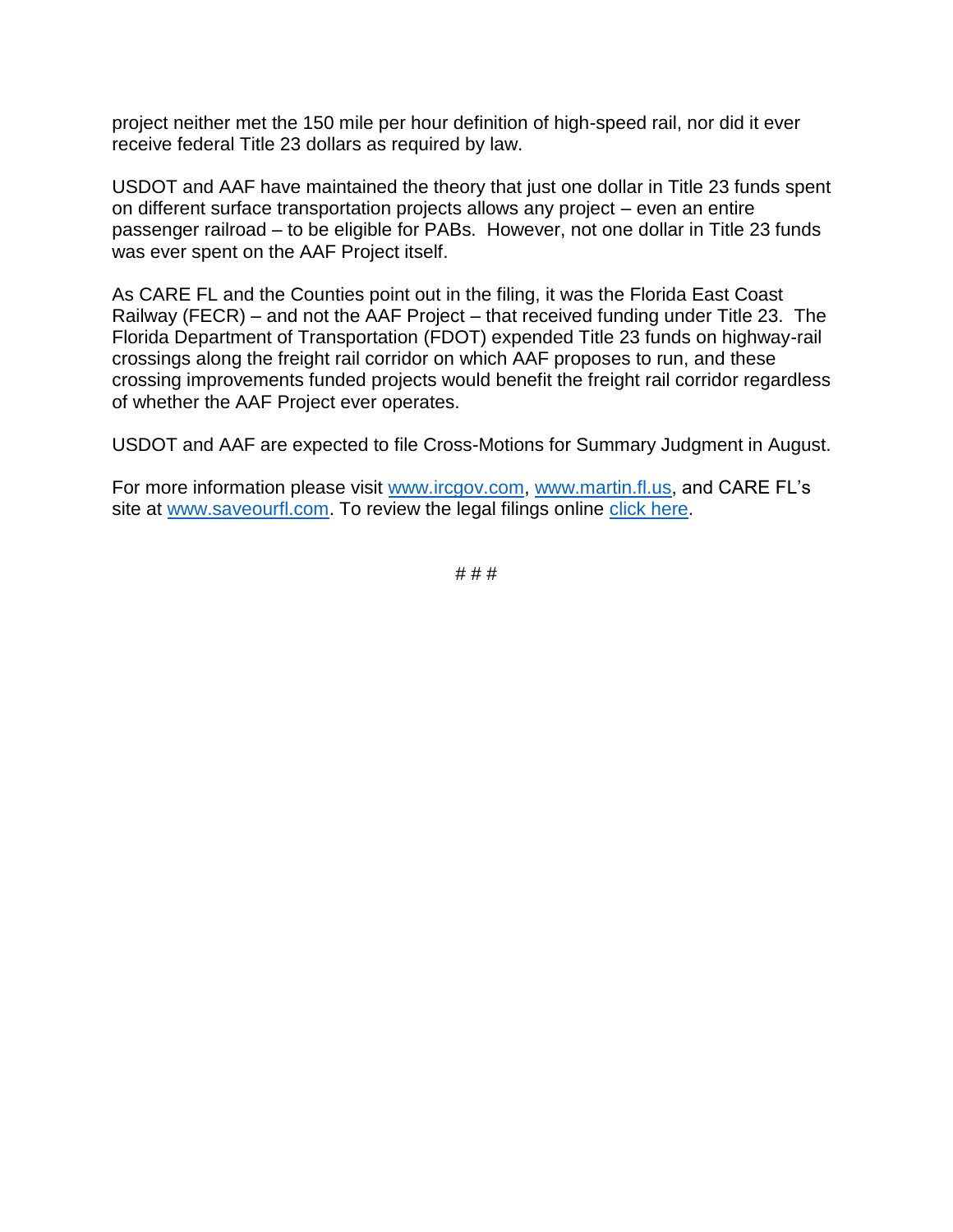project neither met the 150 mile per hour definition of high-speed rail, nor did it ever receive federal Title 23 dollars as required by law.

USDOT and AAF have maintained the theory that just one dollar in Title 23 funds spent on different surface transportation projects allows any project – even an entire passenger railroad – to be eligible for PABs. However, not one dollar in Title 23 funds was ever spent on the AAF Project itself.

As CARE FL and the Counties point out in the filing, it was the Florida East Coast Railway (FECR) – and not the AAF Project – that received funding under Title 23. The Florida Department of Transportation (FDOT) expended Title 23 funds on highway-rail crossings along the freight rail corridor on which AAF proposes to run, and these crossing improvements funded projects would benefit the freight rail corridor regardless of whether the AAF Project ever operates.

USDOT and AAF are expected to file Cross-Motions for Summary Judgment in August.

For more information please visit [www.ircgov.com](www.ircgov.com), [www.martin.fl.us](www.martin.fl.us), and CARE FL's site at [www.saveourfl.com](www.saveourfl.com). To review the legal filings online click here.

# # #